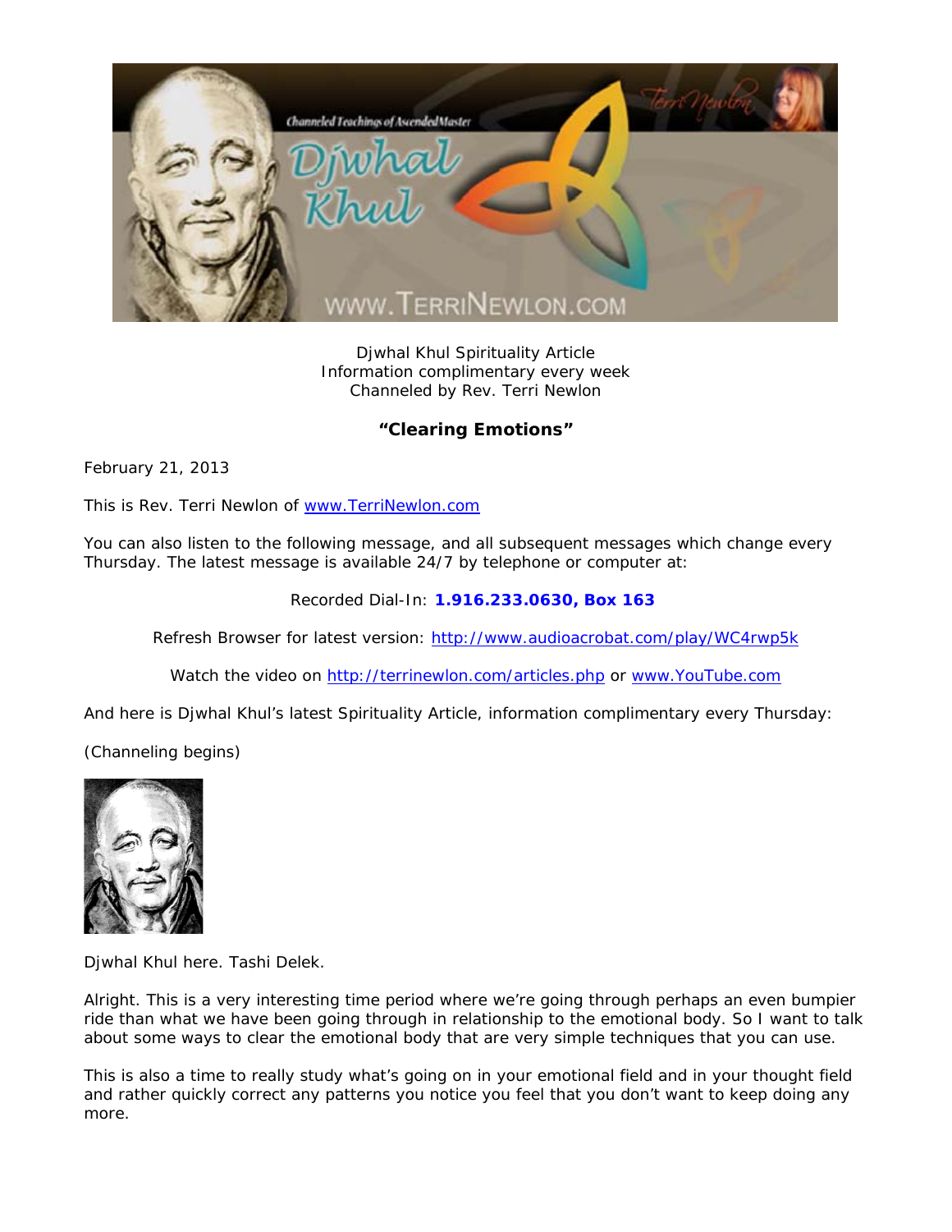Djwhal Khul Spirituality Article
Information complimentary every week
Channeled by Rev. Terri Newlon

## "Clearing Emotions"

February 21, 2013

This is Rev. Terri Newlon of www.TerriNewlon.com

You can also listen to the following message, and all subsequent messages which change every Thursday. The latest message is available 24/7 by telephone or computer at:

Recorded Dial-In: **1.916.233.0630, Box 163**

Refresh Browser for latest version: http://www.audioacrobat.com/play/WC4rwp5k

Watch the video on http://terrinewlon.com/articles.php or www.YouTube.com

And here is Djwhal Khul's latest Spirituality Article, information complimentary every Thursday:

(Channeling begins)

Djwhal Khul here. Tashi Delek.

Alright. This is a very interesting time period where we're going through perhaps an even bumpier ride than what we have been going through in relationship to the emotional body. So I want to talk about some ways to clear the emotional body that are very simple techniques that you can use.

This is also a time to really study what's going on in your emotional field and in your thought field and rather quickly correct any patterns you notice you feel that you don't want to keep doing any more.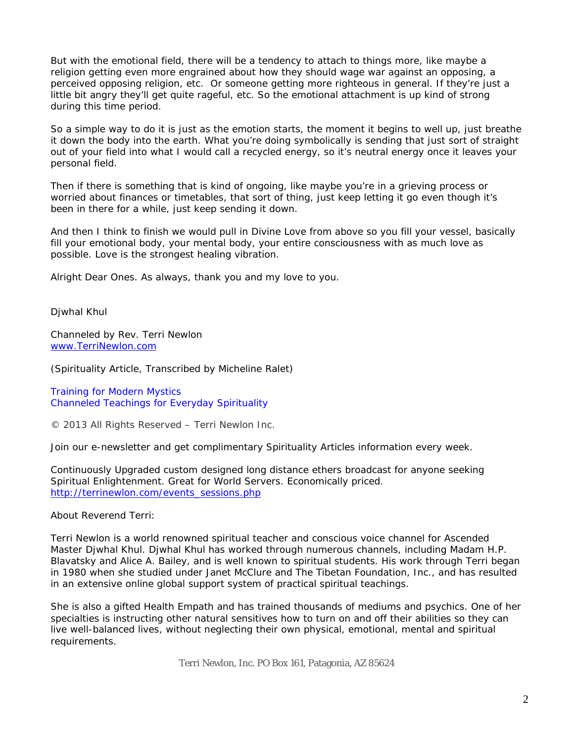But with the emotional field, there will be a tendency to attach to things more, like maybe a religion getting even more engrained about how they should wage war against an opposing, a perceived opposing religion, etc. Or someone getting more righteous in general. If they're just a little bit angry they'll get quite rageful, etc. So the emotional attachment is up kind of strong during this time period.

So a simple way to do it is just as the emotion starts, the moment it begins to well up, just breathe it down the body into the earth. What you're doing symbolically is sending that just sort of straight out of your field into what I would call a recycled energy, so it's neutral energy once it leaves your personal field.

Then if there is something that is kind of ongoing, like maybe you're in a grieving process or worried about finances or timetables, that sort of thing, just keep letting it go even though it's been in there for a while, just keep sending it down.

And then I think to finish we would pull in Divine Love from above so you fill your vessel, basically fill your emotional body, your mental body, your entire consciousness with as much love as possible. Love is the strongest healing vibration.

Alright Dear Ones. As always, thank you and my love to you.

Djwhal Khul

Channeled by Rev. Terri Newlon
[www.TerriNewlon.com](http://www.TerriNewlon.com)

(Spirituality Article, Transcribed by Micheline Ralet)

Training for Modern Mystics
Channeled Teachings for Everyday Spirituality

© 2013 All Rights Reserved – Terri Newlon Inc.

Join our e-newsletter and get complimentary Spirituality Articles information every week.

Continuously Upgraded custom designed long distance ethers broadcast for anyone seeking Spiritual Enlightenment. Great for World Servers. Economically priced.
[http://terrinewlon.com/events_sessions.php](http://terrinewlon.com/events_sessions.php)

About Reverend Terri:

Terri Newlon is a world renowned spiritual teacher and conscious voice channel for Ascended Master Djwhal Khul. Djwhal Khul has worked through numerous channels, including Madam H.P. Blavatsky and Alice A. Bailey, and is well known to spiritual students. His work through Terri began in 1980 when she studied under Janet McClure and The Tibetan Foundation, Inc., and has resulted in an extensive online global support system of practical spiritual teachings.

She is also a gifted Health Empath and has trained thousands of mediums and psychics. One of her specialties is instructing other natural sensitives how to turn on and off their abilities so they can live well-balanced lives, without neglecting their own physical, emotional, mental and spiritual requirements.

Terri Newlon, Inc. PO Box 161, Patagonia, AZ 85624